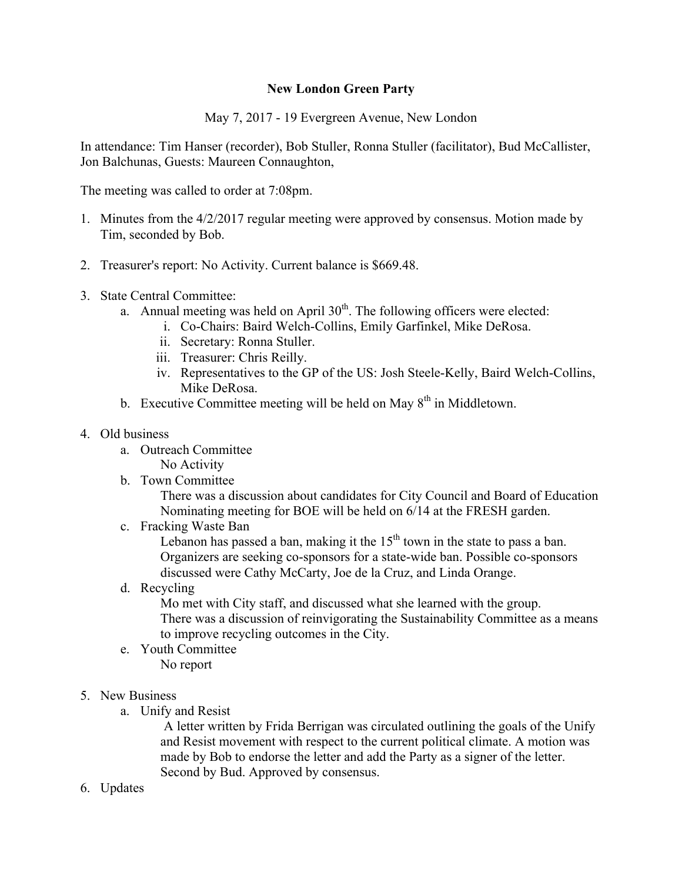**New London Green Party**

May 7, 2017 - 19 Evergreen Avenue, New London

In attendance: Tim Hanser (recorder), Bob Stuller, Ronna Stuller (facilitator), Bud McCallister, Jon Balchunas, Guests: Maureen Connaughton,

The meeting was called to order at 7:08pm.

1. Minutes from the 4/2/2017 regular meeting were approved by consensus. Motion made by Tim, seconded by Bob.

2. Treasurer's report: No Activity. Current balance is $669.48.

3. State Central Committee:
   a. Annual meeting was held on April 30th. The following officers were elected:
      i. Co-Chairs: Baird Welch-Collins, Emily Garfinkel, Mike DeRosa.
      ii. Secretary: Ronna Stuller.
      iii. Treasurer: Chris Reilly.
      iv. Representatives to the GP of the US: Josh Steele-Kelly, Baird Welch-Collins, Mike DeRosa.
   b. Executive Committee meeting will be held on May 8th in Middletown.

4. Old business
   a. Outreach Committee
      No Activity
   b. Town Committee
      There was a discussion about candidates for City Council and Board of Education
      Nominating meeting for BOE will be held on 6/14 at the FRESH garden.
   c. Fracking Waste Ban
      Lebanon has passed a ban, making it the 15th town in the state to pass a ban. Organizers are seeking co-sponsors for a state-wide ban. Possible co-sponsors discussed were Cathy McCarty, Joe de la Cruz, and Linda Orange.
   d. Recycling
      Mo met with City staff, and discussed what she learned with the group.
      There was a discussion of reinvigorating the Sustainability Committee as a means to improve recycling outcomes in the City.
   e. Youth Committee
      No report

5. New Business
   a. Unify and Resist
      A letter written by Frida Berrigan was circulated outlining the goals of the Unify and Resist movement with respect to the current political climate. A motion was made by Bob to endorse the letter and add the Party as a signer of the letter. Second by Bud. Approved by consensus.

6. Updates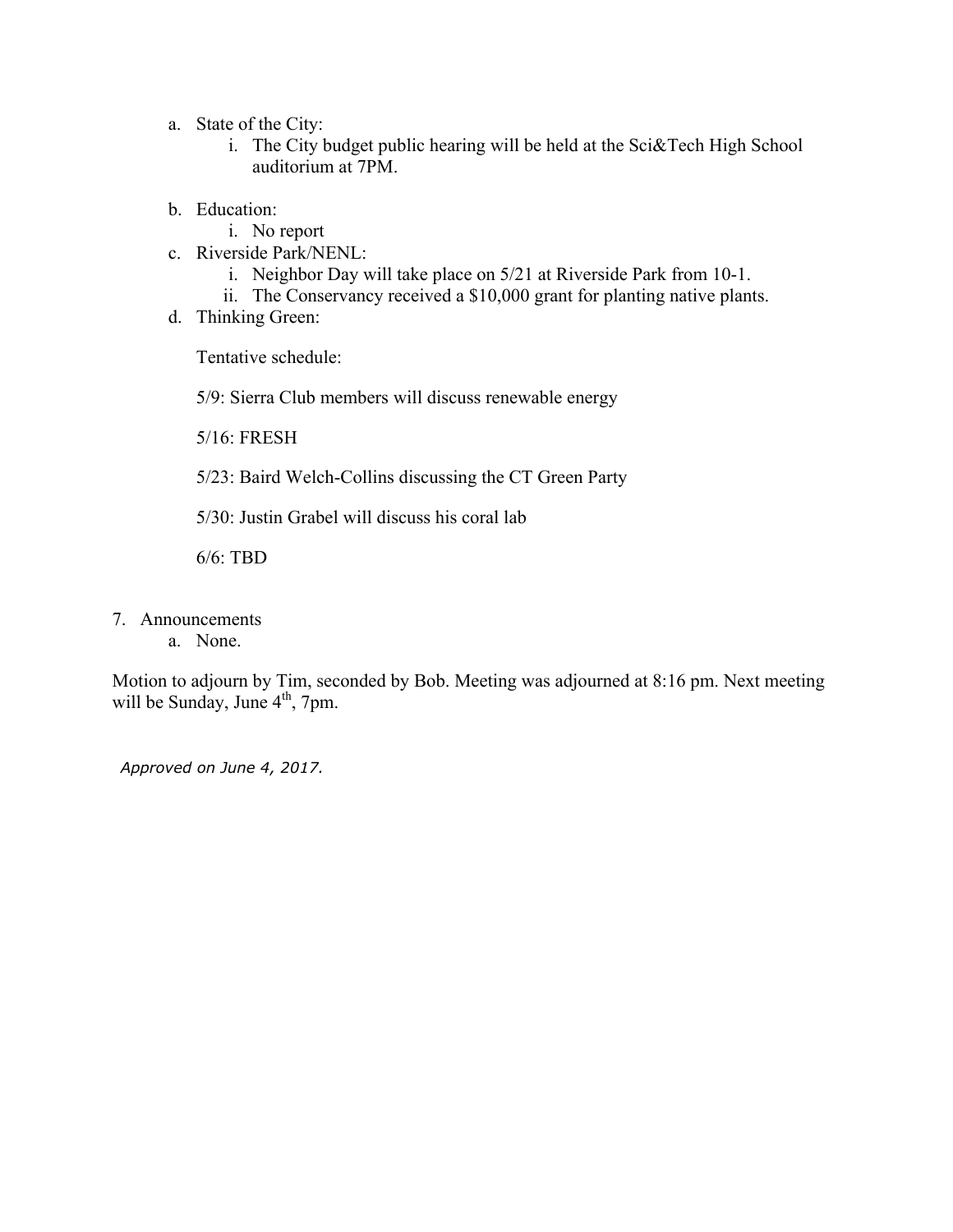a. State of the City:
    i. The City budget public hearing will be held at the Sci&Tech High School auditorium at 7PM.

b. Education:
    i. No report

c. Riverside Park/NENL:
    i. Neighbor Day will take place on 5/21 at Riverside Park from 10-1.
    ii. The Conservancy received a $10,000 grant for planting native plants.

d. Thinking Green:

    Tentative schedule:

    5/9: Sierra Club members will discuss renewable energy

    5/16: FRESH

    5/23: Baird Welch-Collins discussing the CT Green Party

    5/30: Justin Grabel will discuss his coral lab

    6/6: TBD

7. Announcements
    a. None.

Motion to adjourn by Tim, seconded by Bob. Meeting was adjourned at 8:16 pm. Next meeting will be Sunday, June 4th, 7pm.

*Approved on June 4, 2017.*